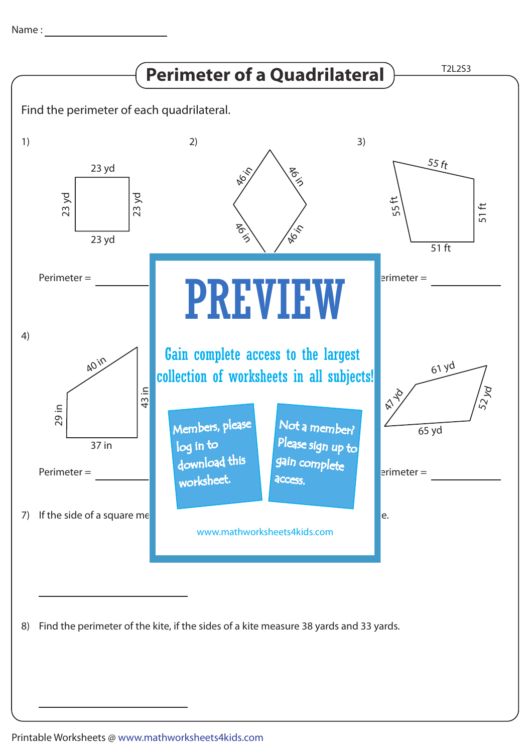Name : ____________________

# Perimeter of a Quadrilateral

Find the perimeter of each quadrilateral.

1) 23 yd, 23 yd, 23 yd, 23 yd

Perimeter = ____________

2) 46 in, 46 in, 46 in, 46 in

3) 55 ft, 51 ft, 51 ft, 55 ft

erimeter = ____________

# PREVIEW

Gain complete access to the largest collection of worksheets in all subjects!

Members, please log in to download this worksheet.

Not a member? Please sign up to gain complete access.

www.mathworksheets4kids.com

4) 40 in, 43 in, 37 in, 29 in

Perimeter = ____________

61 yd, 52 yd, 65 yd, 47 yd

erimeter = ____________

7) If the side of a square me … e.

____________

8) Find the perimeter of the kite, if the sides of a kite measure 38 yards and 33 yards.

____________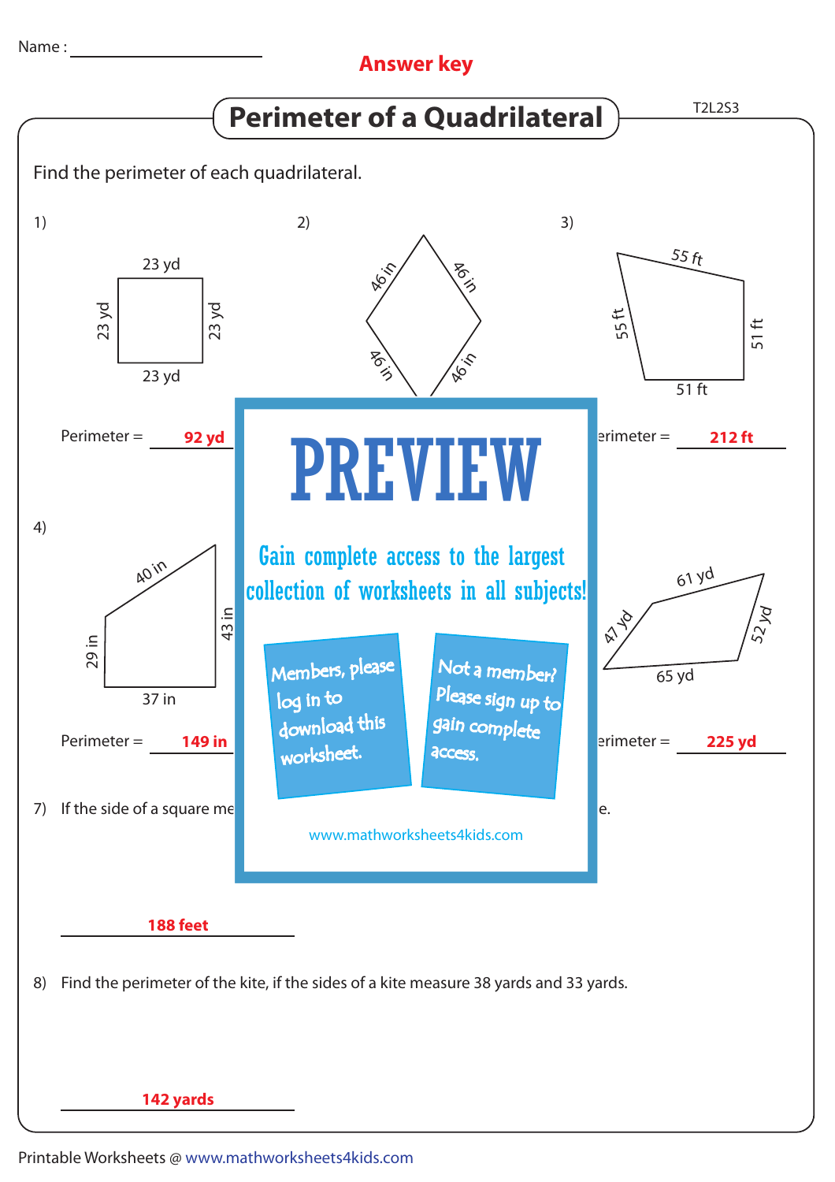Name : ____________________

**Answer key**

# Perimeter of a Quadrilateral

T2L2S3

Find the perimeter of each quadrilateral.

1)

23 yd
23 yd
23 yd
23 yd

Perimeter = **92 yd**

2)

46 in
46 in
46 in
46 in

3)

55 ft
55 ft
51 ft
51 ft

erimeter = **212 ft**

# PREVIEW

Gain complete access to the largest collection of worksheets in all subjects!

Members, please log in to download this worksheet.

Not a member? Please sign up to gain complete access.

www.mathworksheets4kids.com

4)

40 in
29 in
43 in
37 in

Perimeter = **149 in**

61 yd
47 yd
52 yd
65 yd

erimeter = **225 yd**

7) If the side of a square me e.

**188 feet**

8) Find the perimeter of the kite, if the sides of a kite measure 38 yards and 33 yards.

**142 yards**

Printable Worksheets @ www.mathworksheets4kids.com